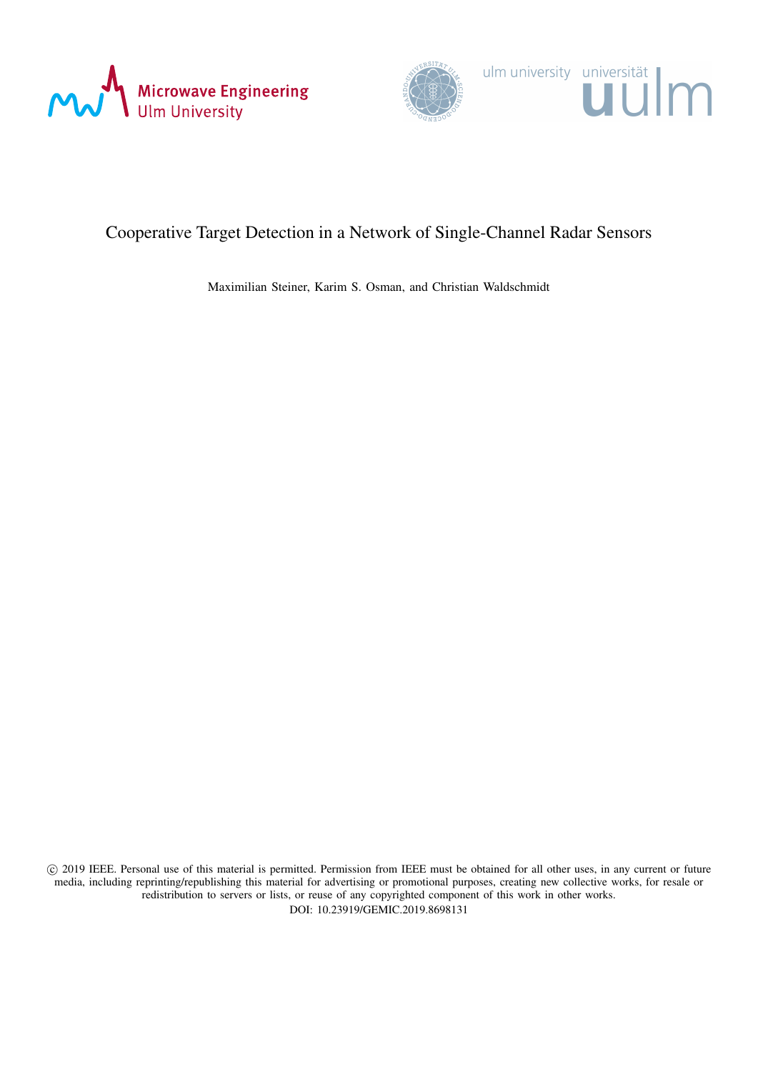# Cooperative Target Detection in a Network of Single-Channel Radar Sensors

Maximilian Steiner, Karim S. Osman, and Christian Waldschmidt

© 2019 IEEE. Personal use of this material is permitted. Permission from IEEE must be obtained for all other uses, in any current or future media, including reprinting/republishing this material for advertising or promotional purposes, creating new collective works, for resale or redistribution to servers or lists, or reuse of any copyrighted component of this work in other works.

DOI: 10.23919/GEMIC.2019.8698131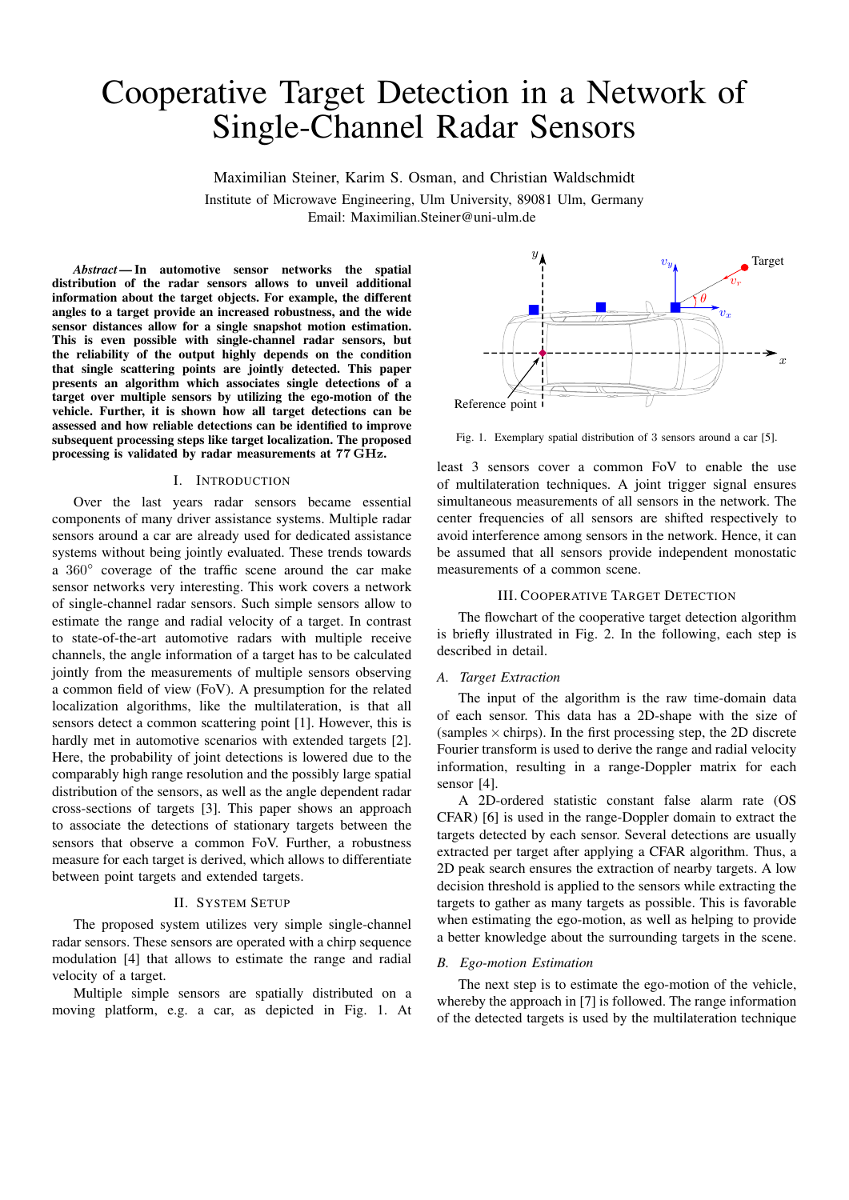# Cooperative Target Detection in a Network of Single-Channel Radar Sensors

Maximilian Steiner, Karim S. Osman, and Christian Waldschmidt

Institute of Microwave Engineering, Ulm University, 89081 Ulm, Germany
Email: Maximilian.Steiner@uni-ulm.de

***Abstract*— In automotive sensor networks the spatial distribution of the radar sensors allows to unveil additional information about the target objects. For example, the different angles to a target provide an increased robustness, and the wide sensor distances allow for a single snapshot motion estimation. This is even possible with single-channel radar sensors, but the reliability of the output highly depends on the condition that single scattering points are jointly detected. This paper presents an algorithm which associates single detections of a target over multiple sensors by utilizing the ego-motion of the vehicle. Further, it is shown how all target detections can be assessed and how reliable detections can be identified to improve subsequent processing steps like target localization. The proposed processing is validated by radar measurements at 77 GHz.**

## I. Introduction

Over the last years radar sensors became essential components of many driver assistance systems. Multiple radar sensors around a car are already used for dedicated assistance systems without being jointly evaluated. These trends towards a $360°$ coverage of the traffic scene around the car make sensor networks very interesting. This work covers a network of single-channel radar sensors. Such simple sensors allow to estimate the range and radial velocity of a target. In contrast to state-of-the-art automotive radars with multiple receive channels, the angle information of a target has to be calculated jointly from the measurements of multiple sensors observing a common field of view (FoV). A presumption for the related localization algorithms, like the multilateration, is that all sensors detect a common scattering point [1]. However, this is hardly met in automotive scenarios with extended targets [2]. Here, the probability of joint detections is lowered due to the comparably high range resolution and the possibly large spatial distribution of the sensors, as well as the angle dependent radar cross-sections of targets [3]. This paper shows an approach to associate the detections of stationary targets between the sensors that observe a common FoV. Further, a robustness measure for each target is derived, which allows to differentiate between point targets and extended targets.

## II. System Setup

The proposed system utilizes very simple single-channel radar sensors. These sensors are operated with a chirp sequence modulation [4] that allows to estimate the range and radial velocity of a target.

Multiple simple sensors are spatially distributed on a moving platform, e.g. a car, as depicted in Fig. 1. At least 3 sensors cover a common FoV to enable the use of multilateration techniques. A joint trigger signal ensures simultaneous measurements of all sensors in the network. The center frequencies of all sensors are shifted respectively to avoid interference among sensors in the network. Hence, it can be assumed that all sensors provide independent monostatic measurements of a common scene.

Fig. 1. Exemplary spatial distribution of 3 sensors around a car [5].

## III. Cooperative Target Detection

The flowchart of the cooperative target detection algorithm is briefly illustrated in Fig. 2. In the following, each step is described in detail.

### A. Target Extraction

The input of the algorithm is the raw time-domain data of each sensor. This data has a 2D-shape with the size of (samples $\times$ chirps). In the first processing step, the 2D discrete Fourier transform is used to derive the range and radial velocity information, resulting in a range-Doppler matrix for each sensor [4].

A 2D-ordered statistic constant false alarm rate (OS CFAR) [6] is used in the range-Doppler domain to extract the targets detected by each sensor. Several detections are usually extracted per target after applying a CFAR algorithm. Thus, a 2D peak search ensures the extraction of nearby targets. A low decision threshold is applied to the sensors while extracting the targets to gather as many targets as possible. This is favorable when estimating the ego-motion, as well as helping to provide a better knowledge about the surrounding targets in the scene.

### B. Ego-motion Estimation

The next step is to estimate the ego-motion of the vehicle, whereby the approach in [7] is followed. The range information of the detected targets is used by the multilateration technique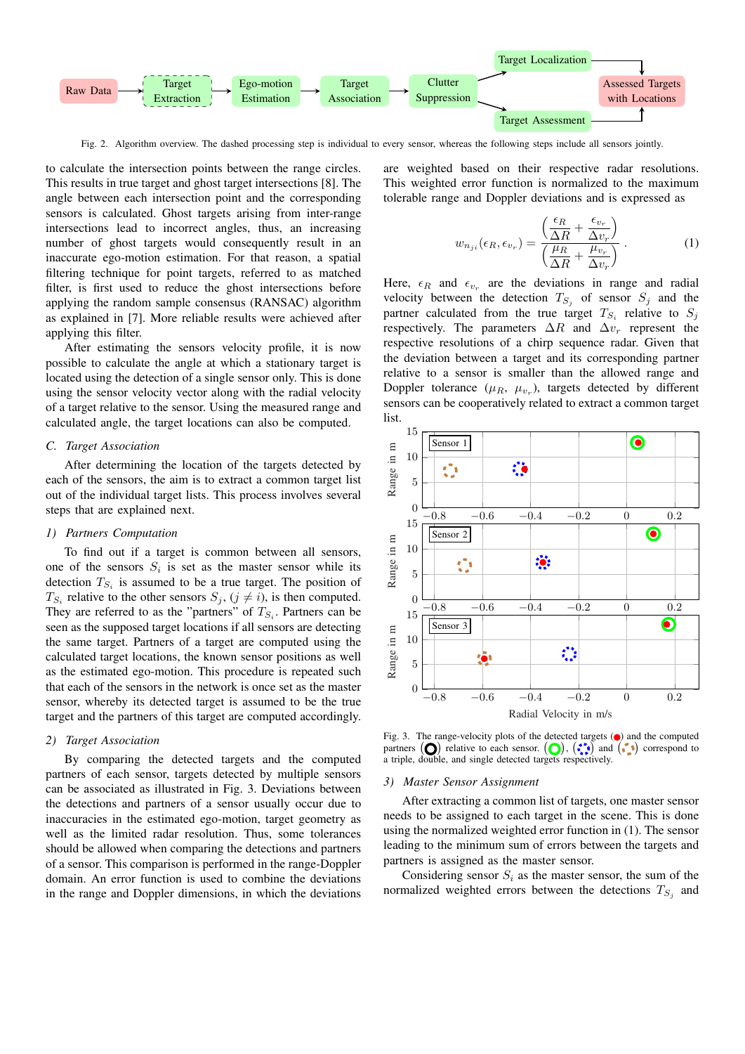Fig. 2. Algorithm overview. The dashed processing step is individual to every sensor, whereas the following steps include all sensors jointly.

to calculate the intersection points between the range circles. This results in true target and ghost target intersections [8]. The angle between each intersection point and the corresponding sensors is calculated. Ghost targets arising from inter-range intersections lead to incorrect angles, thus, an increasing number of ghost targets would consequently result in an inaccurate ego-motion estimation. For that reason, a spatial filtering technique for point targets, referred to as matched filter, is first used to reduce the ghost intersections before applying the random sample consensus (RANSAC) algorithm as explained in [7]. More reliable results were achieved after applying this filter.

After estimating the sensors velocity profile, it is now possible to calculate the angle at which a stationary target is located using the detection of a single sensor only. This is done using the sensor velocity vector along with the radial velocity of a target relative to the sensor. Using the measured range and calculated angle, the target locations can also be computed.

### C. Target Association

After determining the location of the targets detected by each of the sensors, the aim is to extract a common target list out of the individual target lists. This process involves several steps that are explained next.

#### 1) Partners Computation

To find out if a target is common between all sensors, one of the sensors $S_i$ is set as the master sensor while its detection $T_{S_i}$ is assumed to be a true target. The position of $T_{S_i}$ relative to the other sensors $S_j$, $(j \neq i)$, is then computed. They are referred to as the "partners" of $T_{S_i}$. Partners can be seen as the supposed target locations if all sensors are detecting the same target. Partners of a target are computed using the calculated target locations, the known sensor positions as well as the estimated ego-motion. This procedure is repeated such that each of the sensors in the network is once set as the master sensor, whereby its detected target is assumed to be the true target and the partners of this target are computed accordingly.

#### 2) Target Association

By comparing the detected targets and the computed partners of each sensor, targets detected by multiple sensors can be associated as illustrated in Fig. 3. Deviations between the detections and partners of a sensor usually occur due to inaccuracies in the estimated ego-motion, target geometry as well as the limited radar resolution. Thus, some tolerances should be allowed when comparing the detections and partners of a sensor. This comparison is performed in the range-Doppler domain. An error function is used to combine the deviations in the range and Doppler dimensions, in which the deviations are weighted based on their respective radar resolutions. This weighted error function is normalized to the maximum tolerable range and Doppler deviations and is expressed as

$$w_{n_{ji}}(\epsilon_R, \epsilon_{v_r}) = \frac{\left(\dfrac{\epsilon_R}{\Delta R} + \dfrac{\epsilon_{v_r}}{\Delta v_r}\right)}{\left(\dfrac{\mu_R}{\Delta R} + \dfrac{\mu_{v_r}}{\Delta v_r}\right)}. \tag{1}$$

Here, $\epsilon_R$ and $\epsilon_{v_r}$ are the deviations in range and radial velocity between the detection $T_{S_j}$ of sensor $S_j$ and the partner calculated from the true target $T_{S_i}$ relative to $S_j$ respectively. The parameters $\Delta R$ and $\Delta v_r$ represent the respective resolutions of a chirp sequence radar. Given that the deviation between a target and its corresponding partner relative to a sensor is smaller than the allowed range and Doppler tolerance $(\mu_R, \mu_{v_r})$, targets detected by different sensors can be cooperatively related to extract a common target list.

Fig. 3. The range-velocity plots of the detected targets (●) and the computed partners (○) relative to each sensor. (○), (○) and (○) correspond to a triple, double, and single detected targets respectively.

#### 3) Master Sensor Assignment

After extracting a common list of targets, one master sensor needs to be assigned to each target in the scene. This is done using the normalized weighted error function in (1). The sensor leading to the minimum sum of errors between the targets and partners is assigned as the master sensor.

Considering sensor $S_i$ as the master sensor, the sum of the normalized weighted errors between the detections $T_{S_j}$ and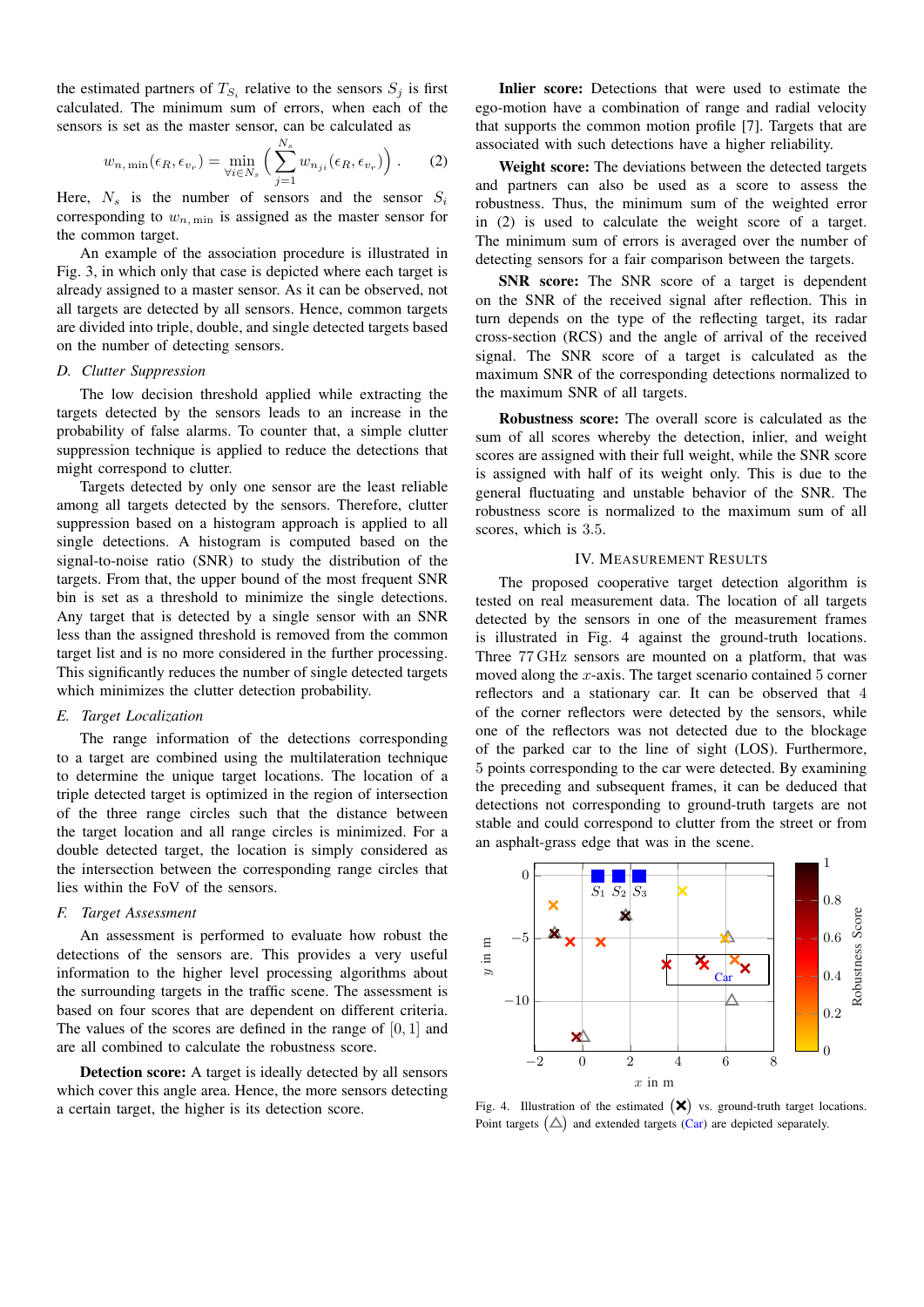the estimated partners of $T_{S_i}$ relative to the sensors $S_j$ is first calculated. The minimum sum of errors, when each of the sensors is set as the master sensor, can be calculated as

$$w_{n,\min}(\epsilon_R, \epsilon_{v_r}) = \min_{\forall i \in N_s} \left( \sum_{j=1}^{N_s} w_{n_{ji}}(\epsilon_R, \epsilon_{v_r}) \right) . \quad (2)$$

Here, $N_s$ is the number of sensors and the sensor $S_i$ corresponding to $w_{n,\min}$ is assigned as the master sensor for the common target.

An example of the association procedure is illustrated in Fig. 3, in which only that case is depicted where each target is already assigned to a master sensor. As it can be observed, not all targets are detected by all sensors. Hence, common targets are divided into triple, double, and single detected targets based on the number of detecting sensors.

### *D. Clutter Suppression*

The low decision threshold applied while extracting the targets detected by the sensors leads to an increase in the probability of false alarms. To counter that, a simple clutter suppression technique is applied to reduce the detections that might correspond to clutter.

Targets detected by only one sensor are the least reliable among all targets detected by the sensors. Therefore, clutter suppression based on a histogram approach is applied to all single detections. A histogram is computed based on the signal-to-noise ratio (SNR) to study the distribution of the targets. From that, the upper bound of the most frequent SNR bin is set as a threshold to minimize the single detections. Any target that is detected by a single sensor with an SNR less than the assigned threshold is removed from the common target list and is no more considered in the further processing. This significantly reduces the number of single detected targets which minimizes the clutter detection probability.

### *E. Target Localization*

The range information of the detections corresponding to a target are combined using the multilateration technique to determine the unique target locations. The location of a triple detected target is optimized in the region of intersection of the three range circles such that the distance between the target location and all range circles is minimized. For a double detected target, the location is simply considered as the intersection between the corresponding range circles that lies within the FoV of the sensors.

### *F. Target Assessment*

An assessment is performed to evaluate how robust the detections of the sensors are. This provides a very useful information to the higher level processing algorithms about the surrounding targets in the traffic scene. The assessment is based on four scores that are dependent on different criteria. The values of the scores are defined in the range of $[0, 1]$ and are all combined to calculate the robustness score.

**Detection score:** A target is ideally detected by all sensors which cover this angle area. Hence, the more sensors detecting a certain target, the higher is its detection score.

**Inlier score:** Detections that were used to estimate the ego-motion have a combination of range and radial velocity that supports the common motion profile [7]. Targets that are associated with such detections have a higher reliability.

**Weight score:** The deviations between the detected targets and partners can also be used as a score to assess the robustness. Thus, the minimum sum of the weighted error in (2) is used to calculate the weight score of a target. The minimum sum of errors is averaged over the number of detecting sensors for a fair comparison between the targets.

**SNR score:** The SNR score of a target is dependent on the SNR of the received signal after reflection. This in turn depends on the type of the reflecting target, its radar cross-section (RCS) and the angle of arrival of the received signal. The SNR score of a target is calculated as the maximum SNR of the corresponding detections normalized to the maximum SNR of all targets.

**Robustness score:** The overall score is calculated as the sum of all scores whereby the detection, inlier, and weight scores are assigned with their full weight, while the SNR score is assigned with half of its weight only. This is due to the general fluctuating and unstable behavior of the SNR. The robustness score is normalized to the maximum sum of all scores, which is 3.5.

## IV. Measurement Results

The proposed cooperative target detection algorithm is tested on real measurement data. The location of all targets detected by the sensors in one of the measurement frames is illustrated in Fig. 4 against the ground-truth locations. Three 77 GHz sensors are mounted on a platform, that was moved along the $x$-axis. The target scenario contained 5 corner reflectors and a stationary car. It can be observed that 4 of the corner reflectors were detected by the sensors, while one of the reflectors was not detected due to the blockage of the parked car to the line of sight (LOS). Furthermore, 5 points corresponding to the car were detected. By examining the preceding and subsequent frames, it can be deduced that detections not corresponding to ground-truth targets are not stable and could correspond to clutter from the street or from an asphalt-grass edge that was in the scene.

Fig. 4. Illustration of the estimated (✖) vs. ground-truth target locations. Point targets (△) and extended targets (Car) are depicted separately.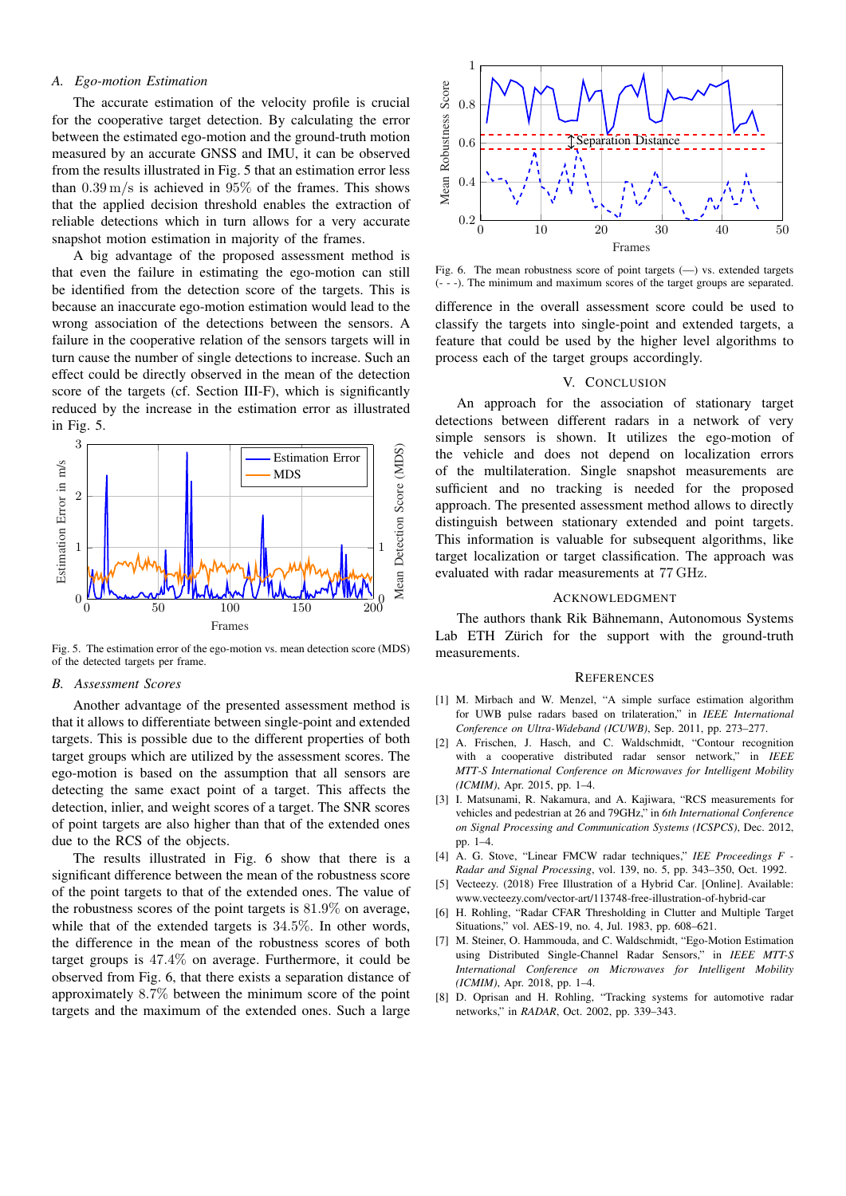### A. Ego-motion Estimation

The accurate estimation of the velocity profile is crucial for the cooperative target detection. By calculating the error between the estimated ego-motion and the ground-truth motion measured by an accurate GNSS and IMU, it can be observed from the results illustrated in Fig. 5 that an estimation error less than $0.39\,\mathrm{m/s}$ is achieved in $95\%$ of the frames. This shows that the applied decision threshold enables the extraction of reliable detections which in turn allows for a very accurate snapshot motion estimation in majority of the frames.

A big advantage of the proposed assessment method is that even the failure in estimating the ego-motion can still be identified from the detection score of the targets. This is because an inaccurate ego-motion estimation would lead to the wrong association of the detections between the sensors. A failure in the cooperative relation of the sensors targets will in turn cause the number of single detections to increase. Such an effect could be directly observed in the mean of the detection score of the targets (cf. Section III-F), which is significantly reduced by the increase in the estimation error as illustrated in Fig. 5.

Estimation Error in m/s
Mean Detection Score (MDS)
Frames
Estimation Error
MDS
0
50
100
150
200
0
1
2
3
0
1

Fig. 5. The estimation error of the ego-motion vs. mean detection score (MDS) of the detected targets per frame.

### B. Assessment Scores

Another advantage of the presented assessment method is that it allows to differentiate between single-point and extended targets. This is possible due to the different properties of both target groups which are utilized by the assessment scores. The ego-motion is based on the assumption that all sensors are detecting the same exact point of a target. This affects the detection, inlier, and weight scores of a target. The SNR scores of point targets are also higher than that of the extended ones due to the RCS of the objects.

The results illustrated in Fig. 6 show that there is a significant difference between the mean of the robustness score of the point targets to that of the extended ones. The value of the robustness scores of the point targets is $81.9\%$ on average, while that of the extended targets is $34.5\%$. In other words, the difference in the mean of the robustness scores of both target groups is $47.4\%$ on average. Furthermore, it could be observed from Fig. 6, that there exists a separation distance of approximately $8.7\%$ between the minimum score of the point targets and the maximum of the extended ones. Such a large difference in the overall assessment score could be used to classify the targets into single-point and extended targets, a feature that could be used by the higher level algorithms to process each of the target groups accordingly.

Mean Robustness Score
Frames
Separation Distance
0
10
20
30
40
50
0.2
0.4
0.6
0.8
1

Fig. 6. The mean robustness score of point targets (—) vs. extended targets (- - -). The minimum and maximum scores of the target groups are separated.

## V. Conclusion

An approach for the association of stationary target detections between different radars in a network of very simple sensors is shown. It utilizes the ego-motion of the vehicle and does not depend on localization errors of the multilateration. Single snapshot measurements are sufficient and no tracking is needed for the proposed approach. The presented assessment method allows to directly distinguish between stationary extended and point targets. This information is valuable for subsequent algorithms, like target localization or target classification. The approach was evaluated with radar measurements at $77\,\mathrm{GHz}$.

## Acknowledgment

The authors thank Rik Bähnemann, Autonomous Systems Lab ETH Zürich for the support with the ground-truth measurements.

## References

[1] M. Mirbach and W. Menzel, "A simple surface estimation algorithm for UWB pulse radars based on trilateration," in *IEEE International Conference on Ultra-Wideband (ICUWB)*, Sep. 2011, pp. 273–277.

[2] A. Frischen, J. Hasch, and C. Waldschmidt, "Contour recognition with a cooperative distributed radar sensor network," in *IEEE MTT-S International Conference on Microwaves for Intelligent Mobility (ICMIM)*, Apr. 2015, pp. 1–4.

[3] I. Matsunami, R. Nakamura, and A. Kajiwara, "RCS measurements for vehicles and pedestrian at 26 and 79GHz," in *6th International Conference on Signal Processing and Communication Systems (ICSPCS)*, Dec. 2012, pp. 1–4.

[4] A. G. Stove, "Linear FMCW radar techniques," *IEE Proceedings F - Radar and Signal Processing*, vol. 139, no. 5, pp. 343–350, Oct. 1992.

[5] Vecteezy. (2018) Free Illustration of a Hybrid Car. [Online]. Available: www.vecteezy.com/vector-art/113748-free-illustration-of-hybrid-car

[6] H. Rohling, "Radar CFAR Thresholding in Clutter and Multiple Target Situations," vol. AES-19, no. 4, Jul. 1983, pp. 608–621.

[7] M. Steiner, O. Hammouda, and C. Waldschmidt, "Ego-Motion Estimation using Distributed Single-Channel Radar Sensors," in *IEEE MTT-S International Conference on Microwaves for Intelligent Mobility (ICMIM)*, Apr. 2018, pp. 1–4.

[8] D. Oprisan and H. Rohling, "Tracking systems for automotive radar networks," in *RADAR*, Oct. 2002, pp. 339–343.